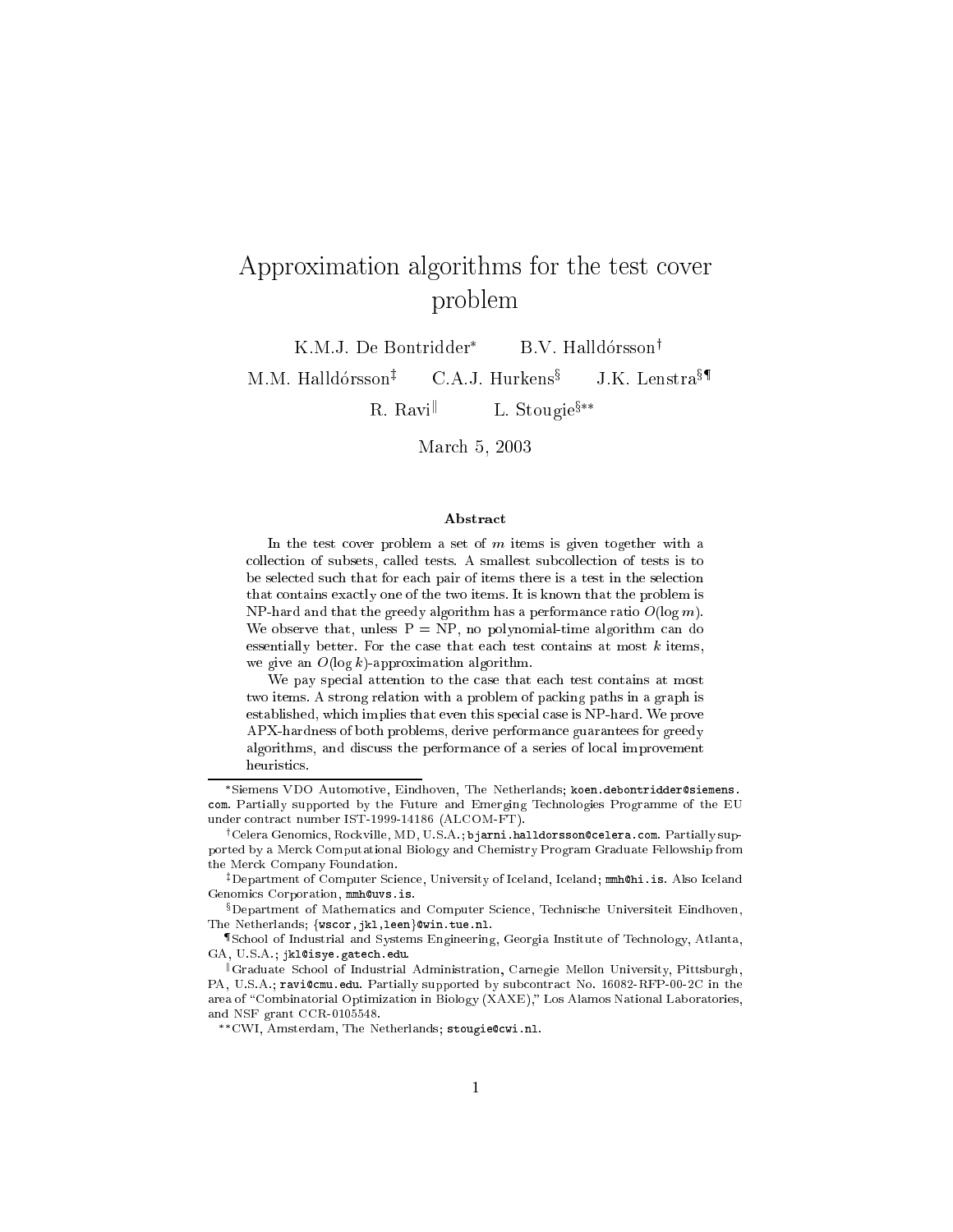// Title Page

# Approximation algorithms for the test cover problem

K.M.J. De Bontridder[*] B.V. Halldórsson[†]

M.M. Halldórsson[‡] C.A.J. Hurkens[§] J.K. Lenstra[§¶]

R. Ravi[‖] L. Stougie[§**]

March 5, 2003

### Abstract

In the test cover problem a set of $m$ items is given together with a collection of subsets, called tests. A smallest subcollection of tests is to be selected such that for each pair of items there is a test in the selection that contains exactly one of the two items. It is known that the problem is NP-hard and that the greedy algorithm has a performance ratio $O(\log m)$. We observe that, unless P = NP, no polynomial-time algorithm can do essentially better. For the case that each test contains at most $k$ items, we give an $O(\log k)$-approximation algorithm.

We pay special attention to the case that each test contains at most two items. A strong relation with a problem of packing paths in a graph is established, which implies that even this special case is NP-hard. We prove APX-hardness of both problems, derive performance guarantees for greedy algorithms, and discuss the performance of a series of local improvement heuristics.

---

[*] Siemens VDO Automotive, Eindhoven, The Netherlands; koen.debontridder@siemens.com. Partially supported by the Future and Emerging Technologies Programme of the EU under contract number IST-1999-14186 (ALCOM-FT).

[†] Celera Genomics, Rockville, MD, U.S.A.; bjarni.halldorsson@celera.com. Partially supported by a Merck Computational Biology and Chemistry Program Graduate Fellowship from the Merck Company Foundation.

[‡] Department of Computer Science, University of Iceland, Iceland; mmh@hi.is. Also Iceland Genomics Corporation, mmh@uvs.is.

[§] Department of Mathematics and Computer Science, Technische Universiteit Eindhoven, The Netherlands; {wscor,jkl,leen}@win.tue.nl.

[¶] School of Industrial and Systems Engineering, Georgia Institute of Technology, Atlanta, GA, U.S.A.; jkl@isye.gatech.edu.

[‖] Graduate School of Industrial Administration, Carnegie Mellon University, Pittsburgh, PA, U.S.A.; ravi@cmu.edu. Partially supported by subcontract No. 16082-RFP-00-2C in the area of "Combinatorial Optimization in Biology (XAXE)," Los Alamos National Laboratories, and NSF grant CCR-0105548.

[**] CWI, Amsterdam, The Netherlands; stougie@cwi.nl.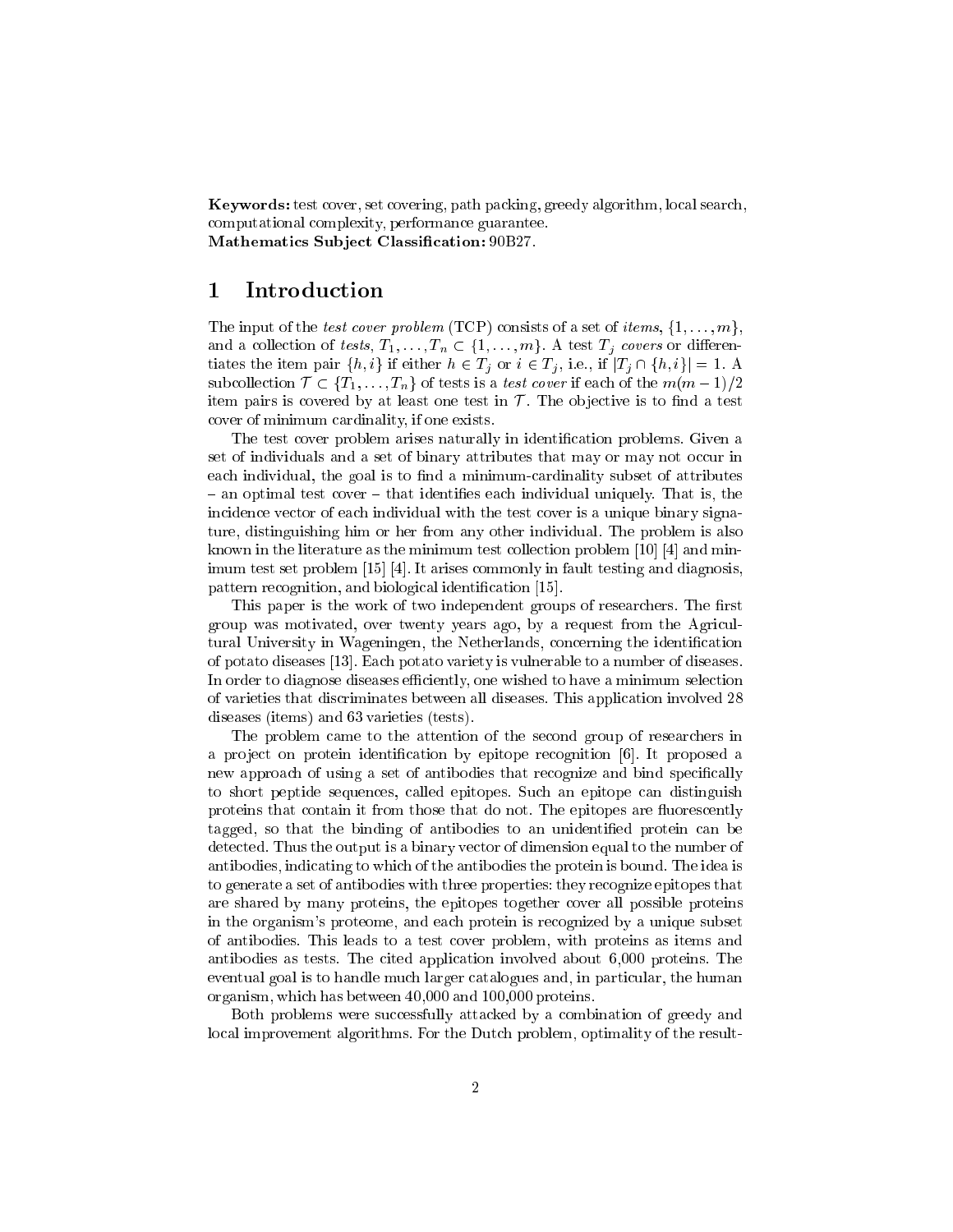**Keywords:** test cover, set covering, path packing, greedy algorithm, local search, computational complexity, performance guarantee.
**Mathematics Subject Classification:** 90B27.

# 1 Introduction

The input of the *test cover problem* (TCP) consists of a set of *items*, $\{1, \ldots, m\}$, and a collection of *tests*, $T_1, \ldots, T_n \subset \{1, \ldots, m\}$. A test $T_j$ *covers* or differentiates the item pair $\{h, i\}$ if either $h \in T_j$ or $i \in T_j$, i.e., if $|T_j \cap \{h, i\}| = 1$. A subcollection $\mathcal{T} \subset \{T_1, \ldots, T_n\}$ of tests is a *test cover* if each of the $m(m-1)/2$ item pairs is covered by at least one test in $\mathcal{T}$. The objective is to find a test cover of minimum cardinality, if one exists.

The test cover problem arises naturally in identification problems. Given a set of individuals and a set of binary attributes that may or may not occur in each individual, the goal is to find a minimum-cardinality subset of attributes – an optimal test cover – that identifies each individual uniquely. That is, the incidence vector of each individual with the test cover is a unique binary signature, distinguishing him or her from any other individual. The problem is also known in the literature as the minimum test collection problem [10] [4] and minimum test set problem [15] [4]. It arises commonly in fault testing and diagnosis, pattern recognition, and biological identification [15].

This paper is the work of two independent groups of researchers. The first group was motivated, over twenty years ago, by a request from the Agricultural University in Wageningen, the Netherlands, concerning the identification of potato diseases [13]. Each potato variety is vulnerable to a number of diseases. In order to diagnose diseases efficiently, one wished to have a minimum selection of varieties that discriminates between all diseases. This application involved 28 diseases (items) and 63 varieties (tests).

The problem came to the attention of the second group of researchers in a project on protein identification by epitope recognition [6]. It proposed a new approach of using a set of antibodies that recognize and bind specifically to short peptide sequences, called epitopes. Such an epitope can distinguish proteins that contain it from those that do not. The epitopes are fluorescently tagged, so that the binding of antibodies to an unidentified protein can be detected. Thus the output is a binary vector of dimension equal to the number of antibodies, indicating to which of the antibodies the protein is bound. The idea is to generate a set of antibodies with three properties: they recognize epitopes that are shared by many proteins, the epitopes together cover all possible proteins in the organism's proteome, and each protein is recognized by a unique subset of antibodies. This leads to a test cover problem, with proteins as items and antibodies as tests. The cited application involved about 6,000 proteins. The eventual goal is to handle much larger catalogues and, in particular, the human organism, which has between 40,000 and 100,000 proteins.

Both problems were successfully attacked by a combination of greedy and local improvement algorithms. For the Dutch problem, optimality of the result-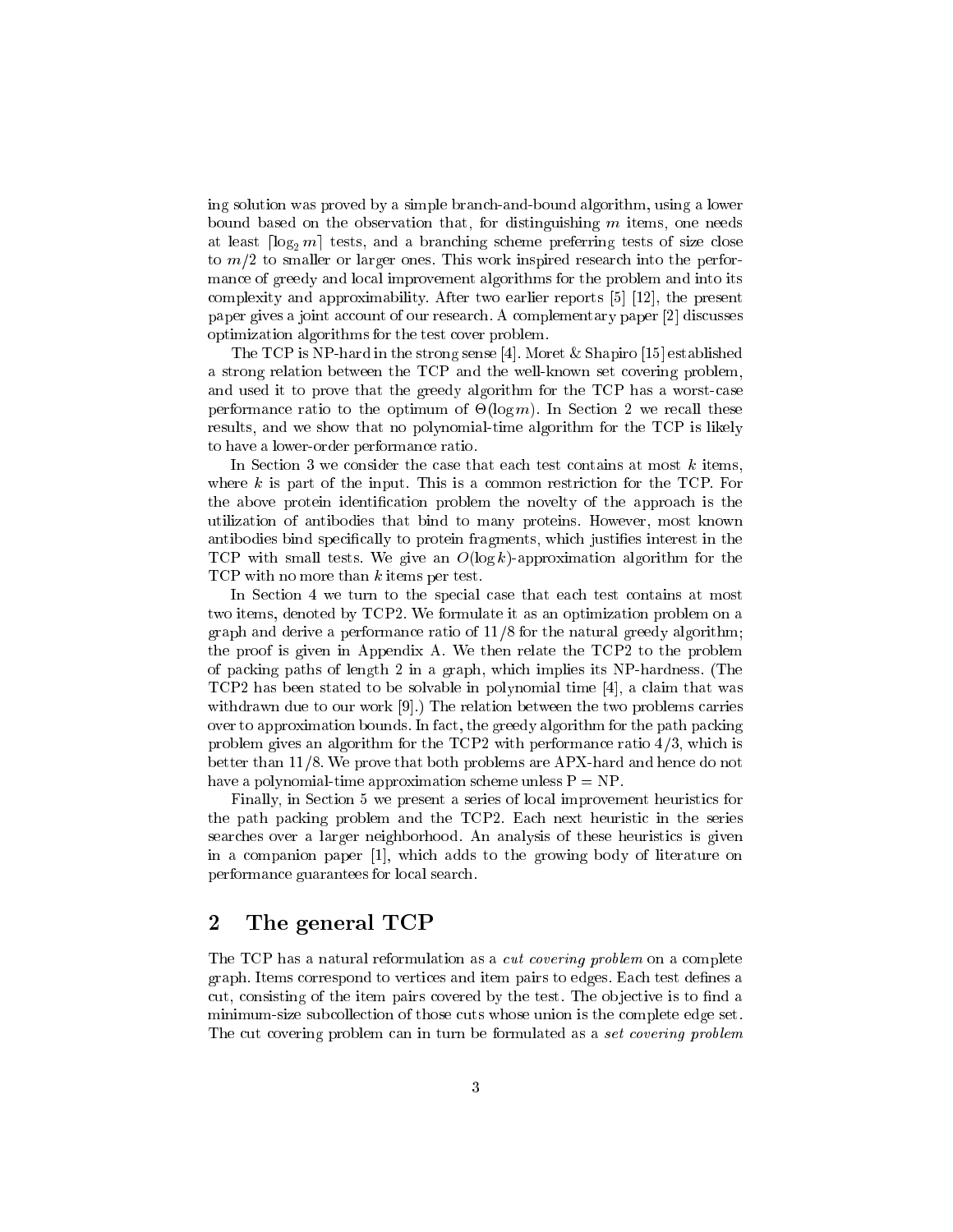ing solution was proved by a simple branch-and-bound algorithm, using a lower bound based on the observation that, for distinguishing $m$ items, one needs at least $\lceil \log_2 m \rceil$ tests, and a branching scheme preferring tests of size close to $m/2$ to smaller or larger ones. This work inspired research into the performance of greedy and local improvement algorithms for the problem and into its complexity and approximability. After two earlier reports [5] [12], the present paper gives a joint account of our research. A complementary paper [2] discusses optimization algorithms for the test cover problem.

The TCP is NP-hard in the strong sense [4]. Moret & Shapiro [15] established a strong relation between the TCP and the well-known set covering problem, and used it to prove that the greedy algorithm for the TCP has a worst-case performance ratio to the optimum of $\Theta(\log m)$. In Section 2 we recall these results, and we show that no polynomial-time algorithm for the TCP is likely to have a lower-order performance ratio.

In Section 3 we consider the case that each test contains at most $k$ items, where $k$ is part of the input. This is a common restriction for the TCP. For the above protein identification problem the novelty of the approach is the utilization of antibodies that bind to many proteins. However, most known antibodies bind specifically to protein fragments, which justifies interest in the TCP with small tests. We give an $O(\log k)$-approximation algorithm for the TCP with no more than $k$ items per test.

In Section 4 we turn to the special case that each test contains at most two items, denoted by TCP2. We formulate it as an optimization problem on a graph and derive a performance ratio of 11/8 for the natural greedy algorithm; the proof is given in Appendix A. We then relate the TCP2 to the problem of packing paths of length 2 in a graph, which implies its NP-hardness. (The TCP2 has been stated to be solvable in polynomial time [4], a claim that was withdrawn due to our work [9].) The relation between the two problems carries over to approximation bounds. In fact, the greedy algorithm for the path packing problem gives an algorithm for the TCP2 with performance ratio 4/3, which is better than 11/8. We prove that both problems are APX-hard and hence do not have a polynomial-time approximation scheme unless P = NP.

Finally, in Section 5 we present a series of local improvement heuristics for the path packing problem and the TCP2. Each next heuristic in the series searches over a larger neighborhood. An analysis of these heuristics is given in a companion paper [1], which adds to the growing body of literature on performance guarantees for local search.

## 2 The general TCP

The TCP has a natural reformulation as a *cut covering problem* on a complete graph. Items correspond to vertices and item pairs to edges. Each test defines a cut, consisting of the item pairs covered by the test. The objective is to find a minimum-size subcollection of those cuts whose union is the complete edge set. The cut covering problem can in turn be formulated as a *set covering problem*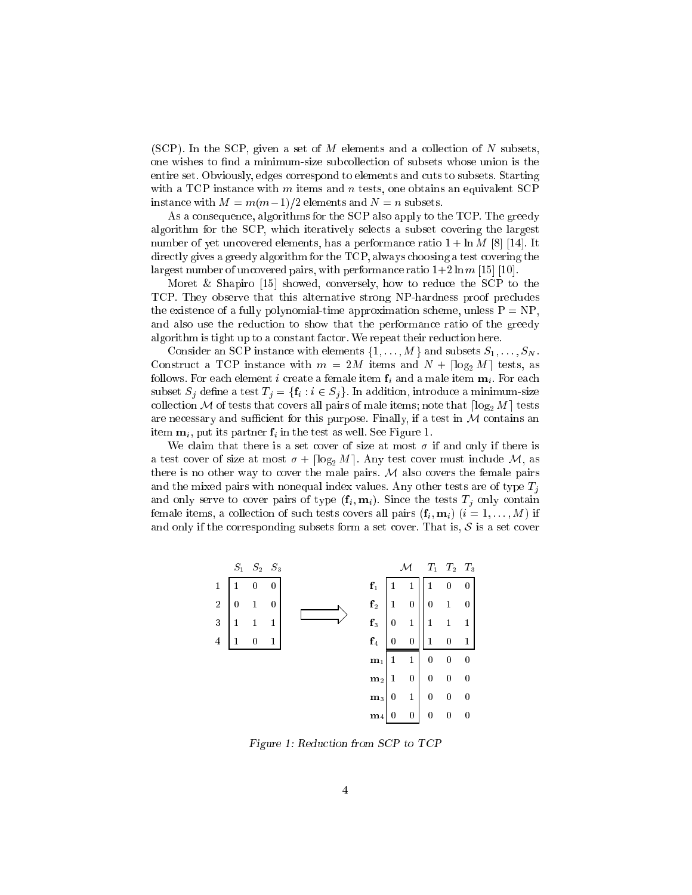(SCP). In the SCP, given a set of $M$ elements and a collection of $N$ subsets, one wishes to find a minimum-size subcollection of subsets whose union is the entire set. Obviously, edges correspond to elements and cuts to subsets. Starting with a TCP instance with $m$ items and $n$ tests, one obtains an equivalent SCP instance with $M = m(m-1)/2$ elements and $N = n$ subsets.

As a consequence, algorithms for the SCP also apply to the TCP. The greedy algorithm for the SCP, which iteratively selects a subset covering the largest number of yet uncovered elements, has a performance ratio $1 + \ln M$ [8] [14]. It directly gives a greedy algorithm for the TCP, always choosing a test covering the largest number of uncovered pairs, with performance ratio $1+2\ln m$ [15] [10].

Moret & Shapiro [15] showed, conversely, how to reduce the SCP to the TCP. They observe that this alternative strong NP-hardness proof precludes the existence of a fully polynomial-time approximation scheme, unless P = NP, and also use the reduction to show that the performance ratio of the greedy algorithm is tight up to a constant factor. We repeat their reduction here.

Consider an SCP instance with elements $\{1, \ldots, M\}$ and subsets $S_1, \ldots, S_N$. Construct a TCP instance with $m = 2M$ items and $N + \lceil \log_2 M \rceil$ tests, as follows. For each element $i$ create a female item $\mathbf{f}_i$ and a male item $\mathbf{m}_i$. For each subset $S_j$ define a test $T_j = \{\mathbf{f}_i : i \in S_j\}$. In addition, introduce a minimum-size collection $\mathcal{M}$ of tests that covers all pairs of male items; note that $\lceil \log_2 M \rceil$ tests are necessary and sufficient for this purpose. Finally, if a test in $\mathcal{M}$ contains an item $\mathbf{m}_i$, put its partner $\mathbf{f}_i$ in the test as well. See Figure 1.

We claim that there is a set cover of size at most $\sigma$ if and only if there is a test cover of size at most $\sigma + \lceil \log_2 M \rceil$. Any test cover must include $\mathcal{M}$, as there is no other way to cover the male pairs. $\mathcal{M}$ also covers the female pairs and the mixed pairs with nonequal index values. Any other tests are of type $T_j$ and only serve to cover pairs of type $(\mathbf{f}_i, \mathbf{m}_i)$. Since the tests $T_j$ only contain female items, a collection of such tests covers all pairs $(\mathbf{f}_i, \mathbf{m}_i)$ $(i = 1, \ldots, M)$ if and only if the corresponding subsets form a set cover. That is, $\mathcal{S}$ is a set cover

| | $S_1$ | $S_2$ | $S_3$ |
|---|---|---|---|
| 1 | 1 | 0 | 0 |
| 2 | 0 | 1 | 0 |
| 3 | 1 | 1 | 1 |
| 4 | 1 | 0 | 1 |

$\Longrightarrow$

| | $\mathcal{M}$ | | $T_1$ | $T_2$ | $T_3$ |
|---|---|---|---|---|---|
| $\mathbf{f}_1$ | 1 | 1 | 1 | 0 | 0 |
| $\mathbf{f}_2$ | 1 | 0 | 0 | 1 | 0 |
| $\mathbf{f}_3$ | 0 | 1 | 1 | 1 | 1 |
| $\mathbf{f}_4$ | 0 | 0 | 1 | 0 | 1 |
| $\mathbf{m}_1$ | 1 | 1 | 0 | 0 | 0 |
| $\mathbf{m}_2$ | 1 | 0 | 0 | 0 | 0 |
| $\mathbf{m}_3$ | 0 | 1 | 0 | 0 | 0 |
| $\mathbf{m}_4$ | 0 | 0 | 0 | 0 | 0 |

*Figure 1: Reduction from SCP to TCP*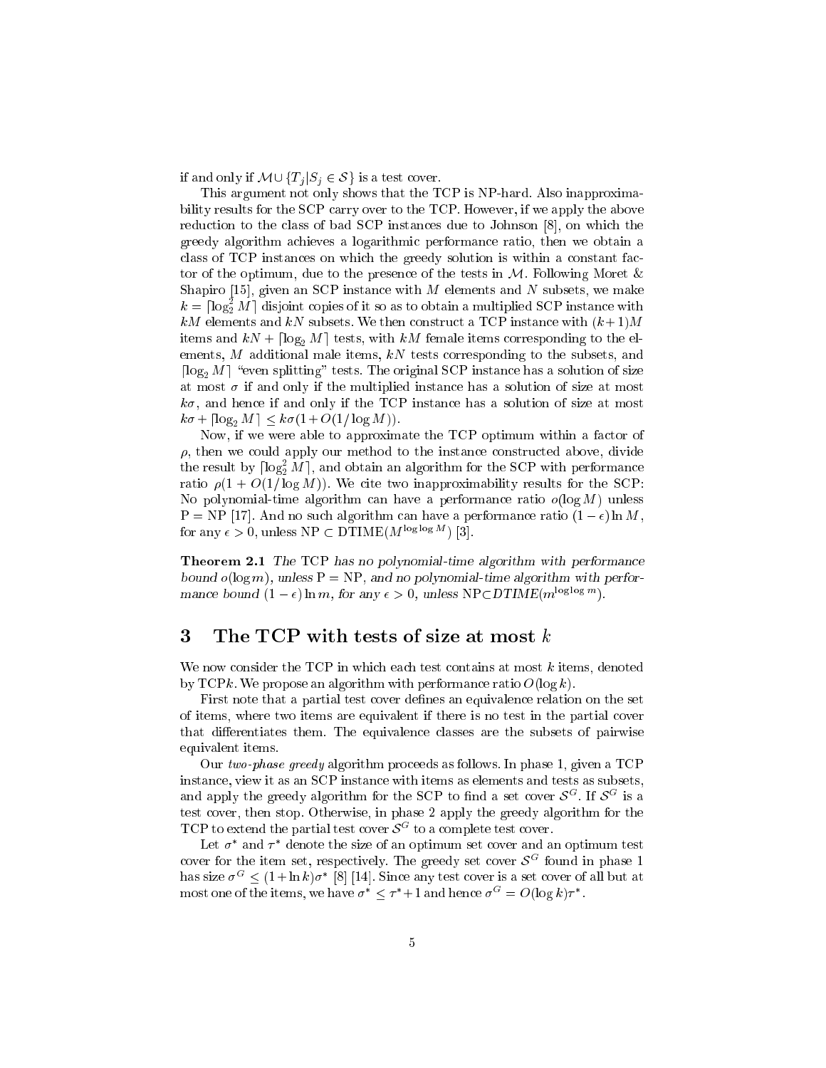if and only if $\mathcal{M} \cup \{T_j | S_j \in \mathcal{S}\}$ is a test cover.

This argument not only shows that the TCP is NP-hard. Also inapproximability results for the SCP carry over to the TCP. However, if we apply the above reduction to the class of bad SCP instances due to Johnson [8], on which the greedy algorithm achieves a logarithmic performance ratio, then we obtain a class of TCP instances on which the greedy solution is within a constant factor of the optimum, due to the presence of the tests in $\mathcal{M}$. Following Moret & Shapiro [15], given an SCP instance with $M$ elements and $N$ subsets, we make $k = \lceil \log_2^2 M \rceil$ disjoint copies of it so as to obtain a multiplied SCP instance with $kM$ elements and $kN$ subsets. We then construct a TCP instance with $(k+1)M$ items and $kN + \lceil \log_2 M \rceil$ tests, with $kM$ female items corresponding to the elements, $M$ additional male items, $kN$ tests corresponding to the subsets, and $\lceil \log_2 M \rceil$ "even splitting" tests. The original SCP instance has a solution of size at most $\sigma$ if and only if the multiplied instance has a solution of size at most $k\sigma$, and hence if and only if the TCP instance has a solution of size at most $k\sigma + \lceil \log_2 M \rceil \leq k\sigma(1 + O(1/\log M))$.

Now, if we were able to approximate the TCP optimum within a factor of $\rho$, then we could apply our method to the instance constructed above, divide the result by $\lceil \log_2^2 M \rceil$, and obtain an algorithm for the SCP with performance ratio $\rho(1 + O(1/\log M))$. We cite two inapproximability results for the SCP: No polynomial-time algorithm can have a performance ratio $o(\log M)$ unless P = NP [17]. And no such algorithm can have a performance ratio $(1-\epsilon)\ln M$, for any $\epsilon > 0$, unless NP $\subset$ DTIME$(M^{\log\log M})$ [3].

**Theorem 2.1** *The* TCP *has no polynomial-time algorithm with performance bound $o(\log m)$, unless* P = NP, *and no polynomial-time algorithm with performance bound $(1-\epsilon)\ln m$, for any $\epsilon > 0$, unless* NP$\subset$*DTIME*$(m^{\log\log m})$.

## 3 The TCP with tests of size at most $k$

We now consider the TCP in which each test contains at most $k$ items, denoted by TCP$k$. We propose an algorithm with performance ratio $O(\log k)$.

First note that a partial test cover defines an equivalence relation on the set of items, where two items are equivalent if there is no test in the partial cover that differentiates them. The equivalence classes are the subsets of pairwise equivalent items.

Our *two-phase greedy* algorithm proceeds as follows. In phase 1, given a TCP instance, view it as an SCP instance with items as elements and tests as subsets, and apply the greedy algorithm for the SCP to find a set cover $\mathcal{S}^G$. If $\mathcal{S}^G$ is a test cover, then stop. Otherwise, in phase 2 apply the greedy algorithm for the TCP to extend the partial test cover $\mathcal{S}^G$ to a complete test cover.

Let $\sigma^*$ and $\tau^*$ denote the size of an optimum set cover and an optimum test cover for the item set, respectively. The greedy set cover $\mathcal{S}^G$ found in phase 1 has size $\sigma^G \leq (1 + \ln k)\sigma^*$ [8] [14]. Since any test cover is a set cover of all but at most one of the items, we have $\sigma^* \leq \tau^* + 1$ and hence $\sigma^G = O(\log k)\tau^*$.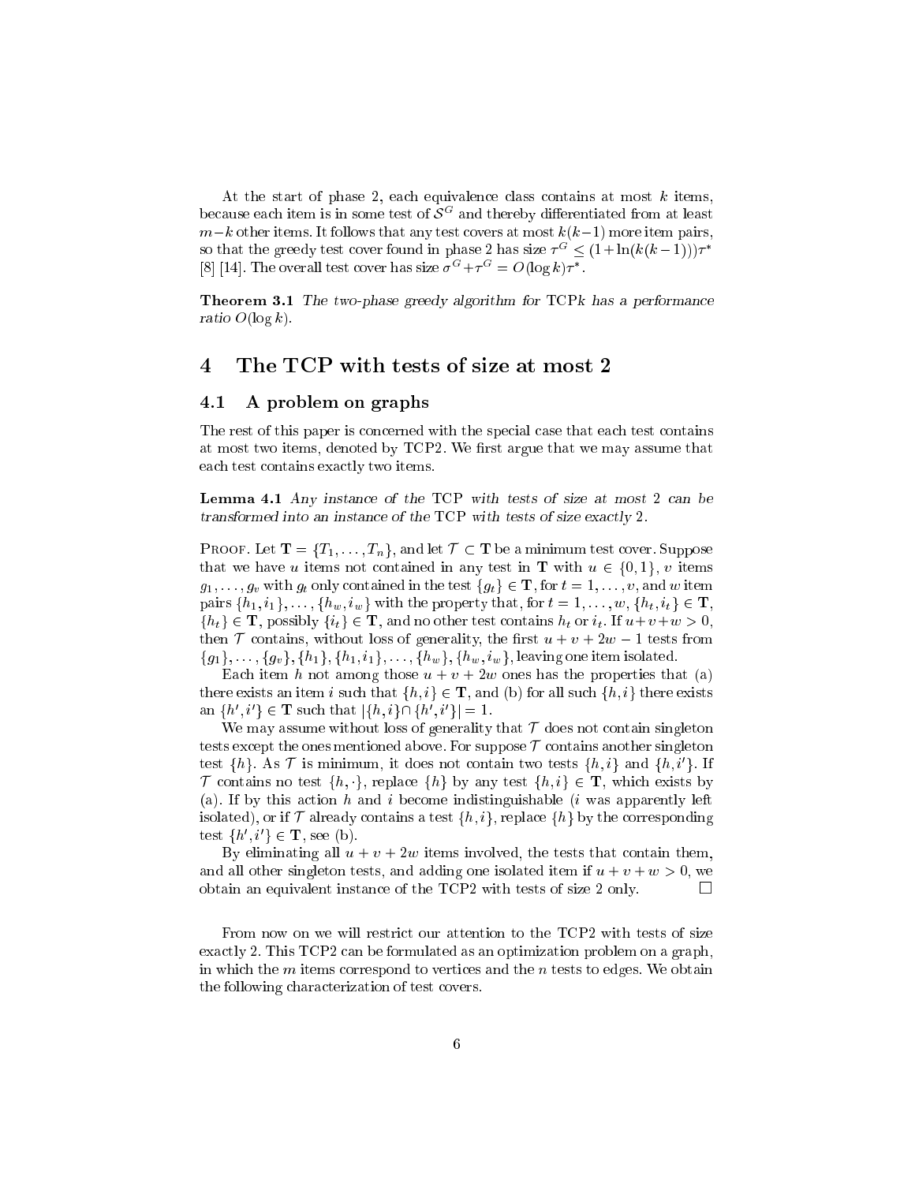At the start of phase 2, each equivalence class contains at most $k$ items, because each item is in some test of $\mathcal{S}^G$ and thereby differentiated from at least $m-k$ other items. It follows that any test covers at most $k(k-1)$ more item pairs, so that the greedy test cover found in phase 2 has size $\tau^G \leq (1+\ln(k(k-1)))\tau^*$ [8] [14]. The overall test cover has size $\sigma^G + \tau^G = O(\log k)\tau^*$.

**Theorem 3.1** *The two-phase greedy algorithm for* TCP$k$ *has a performance ratio* $O(\log k)$.

# 4 The TCP with tests of size at most 2

## 4.1 A problem on graphs

The rest of this paper is concerned with the special case that each test contains at most two items, denoted by TCP2. We first argue that we may assume that each test contains exactly two items.

**Lemma 4.1** *Any instance of the* TCP *with tests of size at most 2 can be transformed into an instance of the* TCP *with tests of size exactly 2.*

Proof. Let $\mathbf{T} = \{T_1, \ldots, T_n\}$, and let $\mathcal{T} \subset \mathbf{T}$ be a minimum test cover. Suppose that we have $u$ items not contained in any test in $\mathbf{T}$ with $u \in \{0, 1\}$, $v$ items $g_1, \ldots, g_v$ with $g_t$ only contained in the test $\{g_t\} \in \mathbf{T}$, for $t = 1, \ldots, v$, and $w$ item pairs $\{h_1, i_1\}, \ldots, \{h_w, i_w\}$ with the property that, for $t = 1, \ldots, w$, $\{h_t, i_t\} \in \mathbf{T}$, $\{h_t\} \in \mathbf{T}$, possibly $\{i_t\} \in \mathbf{T}$, and no other test contains $h_t$ or $i_t$. If $u+v+w > 0$, then $\mathcal{T}$ contains, without loss of generality, the first $u + v + 2w - 1$ tests from $\{g_1\}, \ldots, \{g_v\}, \{h_1\}, \{h_1, i_1\}, \ldots, \{h_w\}, \{h_w, i_w\}$, leaving one item isolated.

Each item $h$ not among those $u + v + 2w$ ones has the properties that (a) there exists an item $i$ such that $\{h, i\} \in \mathbf{T}$, and (b) for all such $\{h, i\}$ there exists an $\{h', i'\} \in \mathbf{T}$ such that $|\{h, i\} \cap \{h', i'\}| = 1$.

We may assume without loss of generality that $\mathcal{T}$ does not contain singleton tests except the ones mentioned above. For suppose $\mathcal{T}$ contains another singleton test $\{h\}$. As $\mathcal{T}$ is minimum, it does not contain two tests $\{h, i\}$ and $\{h, i'\}$. If $\mathcal{T}$ contains no test $\{h, \cdot\}$, replace $\{h\}$ by any test $\{h, i\} \in \mathbf{T}$, which exists by (a). If by this action $h$ and $i$ become indistinguishable ($i$ was apparently left isolated), or if $\mathcal{T}$ already contains a test $\{h, i\}$, replace $\{h\}$ by the corresponding test $\{h', i'\} \in \mathbf{T}$, see (b).

By eliminating all $u + v + 2w$ items involved, the tests that contain them, and all other singleton tests, and adding one isolated item if $u + v + w > 0$, we obtain an equivalent instance of the TCP2 with tests of size 2 only. □

From now on we will restrict our attention to the TCP2 with tests of size exactly 2. This TCP2 can be formulated as an optimization problem on a graph, in which the $m$ items correspond to vertices and the $n$ tests to edges. We obtain the following characterization of test covers.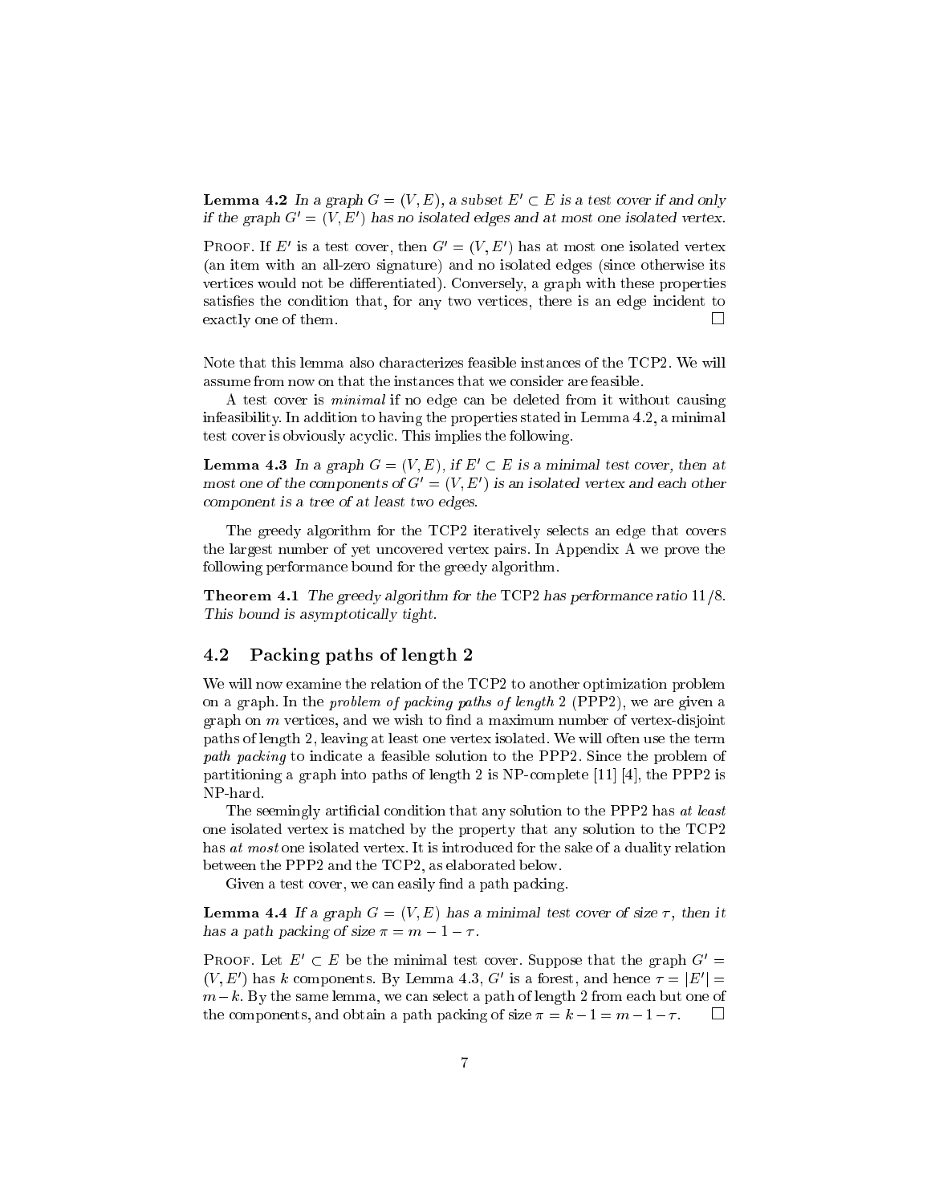**Lemma 4.2** *In a graph $G = (V, E)$, a subset $E' \subset E$ is a test cover if and only if the graph $G' = (V, E')$ has no isolated edges and at most one isolated vertex.*

Proof. If $E'$ is a test cover, then $G' = (V, E')$ has at most one isolated vertex (an item with an all-zero signature) and no isolated edges (since otherwise its vertices would not be differentiated). Conversely, a graph with these properties satisfies the condition that, for any two vertices, there is an edge incident to exactly one of them. □

Note that this lemma also characterizes feasible instances of the TCP2. We will assume from now on that the instances that we consider are feasible.

A test cover is *minimal* if no edge can be deleted from it without causing infeasibility. In addition to having the properties stated in Lemma 4.2, a minimal test cover is obviously acyclic. This implies the following.

**Lemma 4.3** *In a graph $G = (V, E)$, if $E' \subset E$ is a minimal test cover, then at most one of the components of $G' = (V, E')$ is an isolated vertex and each other component is a tree of at least two edges.*

The greedy algorithm for the TCP2 iteratively selects an edge that covers the largest number of yet uncovered vertex pairs. In Appendix A we prove the following performance bound for the greedy algorithm.

**Theorem 4.1** *The greedy algorithm for the* TCP2 *has performance ratio 11/8. This bound is asymptotically tight.*

## 4.2 Packing paths of length 2

We will now examine the relation of the TCP2 to another optimization problem on a graph. In the *problem of packing paths of length* 2 (PPP2), we are given a graph on $m$ vertices, and we wish to find a maximum number of vertex-disjoint paths of length 2, leaving at least one vertex isolated. We will often use the term *path packing* to indicate a feasible solution to the PPP2. Since the problem of partitioning a graph into paths of length 2 is NP-complete [11] [4], the PPP2 is NP-hard.

The seemingly artificial condition that any solution to the PPP2 has *at least* one isolated vertex is matched by the property that any solution to the TCP2 has *at most* one isolated vertex. It is introduced for the sake of a duality relation between the PPP2 and the TCP2, as elaborated below.

Given a test cover, we can easily find a path packing.

**Lemma 4.4** *If a graph $G = (V, E)$ has a minimal test cover of size $\tau$, then it has a path packing of size $\pi = m - 1 - \tau$.*

Proof. Let $E' \subset E$ be the minimal test cover. Suppose that the graph $G' = (V, E')$ has $k$ components. By Lemma 4.3, $G'$ is a forest, and hence $\tau = |E'| = m - k$. By the same lemma, we can select a path of length 2 from each but one of the components, and obtain a path packing of size $\pi = k - 1 = m - 1 - \tau$. □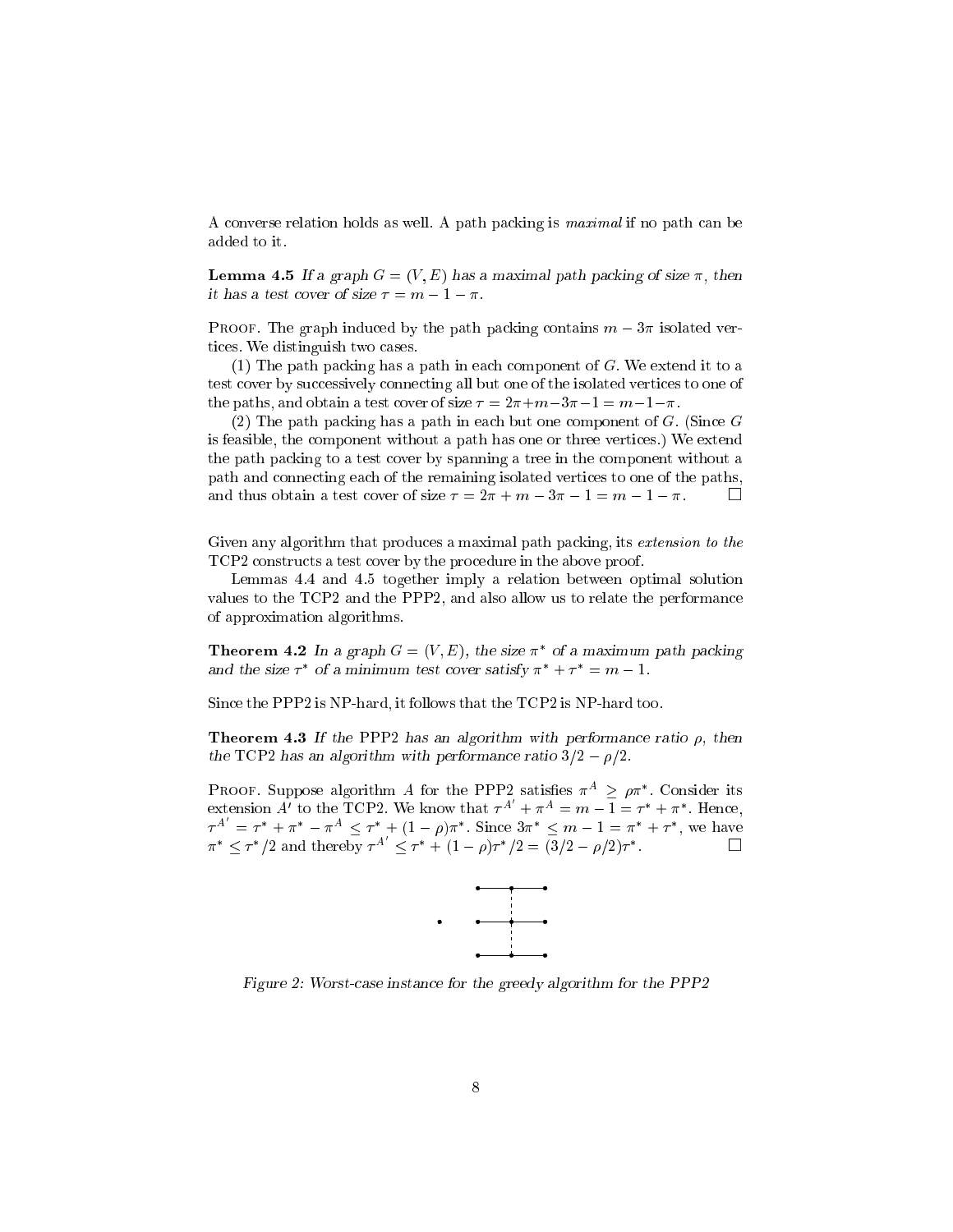A converse relation holds as well. A path packing is *maximal* if no path can be added to it.

**Lemma 4.5** *If a graph $G = (V, E)$ has a maximal path packing of size $\pi$, then it has a test cover of size $\tau = m - 1 - \pi$.*

Proof. The graph induced by the path packing contains $m - 3\pi$ isolated vertices. We distinguish two cases.

(1) The path packing has a path in each component of $G$. We extend it to a test cover by successively connecting all but one of the isolated vertices to one of the paths, and obtain a test cover of size $\tau = 2\pi + m - 3\pi - 1 = m - 1 - \pi$.

(2) The path packing has a path in each but one component of $G$. (Since $G$ is feasible, the component without a path has one or three vertices.) We extend the path packing to a test cover by spanning a tree in the component without a path and connecting each of the remaining isolated vertices to one of the paths, and thus obtain a test cover of size $\tau = 2\pi + m - 3\pi - 1 = m - 1 - \pi$. □

Given any algorithm that produces a maximal path packing, its *extension to the* TCP2 constructs a test cover by the procedure in the above proof.

Lemmas 4.4 and 4.5 together imply a relation between optimal solution values to the TCP2 and the PPP2, and also allow us to relate the performance of approximation algorithms.

**Theorem 4.2** *In a graph $G = (V, E)$, the size $\pi^*$ of a maximum path packing and the size $\tau^*$ of a minimum test cover satisfy $\pi^* + \tau^* = m - 1$.*

Since the PPP2 is NP-hard, it follows that the TCP2 is NP-hard too.

**Theorem 4.3** *If the PPP2 has an algorithm with performance ratio $\rho$, then the TCP2 has an algorithm with performance ratio $3/2 - \rho/2$.*

Proof. Suppose algorithm $A$ for the PPP2 satisfies $\pi^A \geq \rho\pi^*$. Consider its extension $A'$ to the TCP2. We know that $\tau^{A'} + \pi^A = m - 1 = \tau^* + \pi^*$. Hence, $\tau^{A'} = \tau^* + \pi^* - \pi^A \leq \tau^* + (1 - \rho)\pi^*$. Since $3\pi^* \leq m - 1 = \pi^* + \tau^*$, we have $\pi^* \leq \tau^*/2$ and thereby $\tau^{A'} \leq \tau^* + (1 - \rho)\tau^*/2 = (3/2 - \rho/2)\tau^*$. □

*Figure 2: Worst-case instance for the greedy algorithm for the PPP2*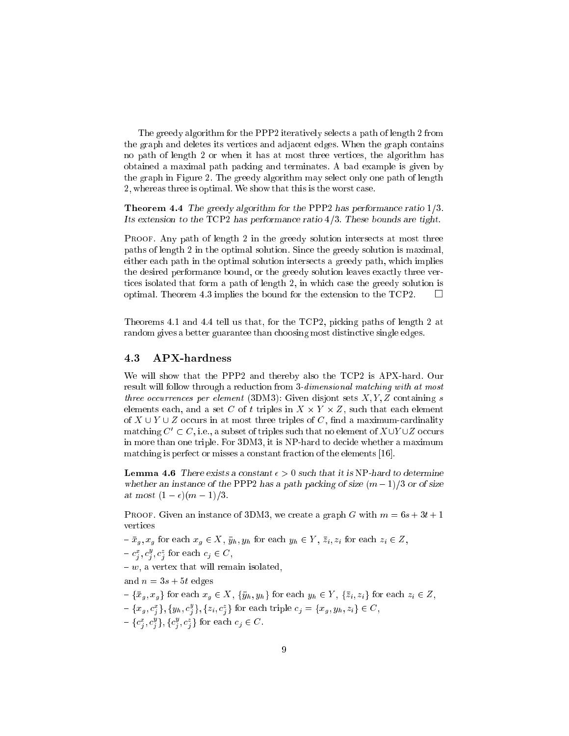The greedy algorithm for the PPP2 iteratively selects a path of length 2 from the graph and deletes its vertices and adjacent edges. When the graph contains no path of length 2 or when it has at most three vertices, the algorithm has obtained a maximal path packing and terminates. A bad example is given by the graph in Figure 2. The greedy algorithm may select only one path of length 2, whereas three is optimal. We show that this is the worst case.

**Theorem 4.4** *The greedy algorithm for the* PPP2 *has performance ratio* $1/3$. *Its extension to the* TCP2 *has performance ratio* $4/3$. *These bounds are tight.*

Proof. Any path of length 2 in the greedy solution intersects at most three paths of length 2 in the optimal solution. Since the greedy solution is maximal, either each path in the optimal solution intersects a greedy path, which implies the desired performance bound, or the greedy solution leaves exactly three vertices isolated that form a path of length 2, in which case the greedy solution is optimal. Theorem 4.3 implies the bound for the extension to the TCP2. □

Theorems 4.1 and 4.4 tell us that, for the TCP2, picking paths of length 2 at random gives a better guarantee than choosing most distinctive single edges.

### 4.3 APX-hardness

We will show that the PPP2 and thereby also the TCP2 is APX-hard. Our result will follow through a reduction from *3-dimensional matching with at most three occurrences per element* (3DM3): Given disjont sets $X, Y, Z$ containing $s$ elements each, and a set $C$ of $t$ triples in $X \times Y \times Z$, such that each element of $X \cup Y \cup Z$ occurs in at most three triples of $C$, find a maximum-cardinality matching $C' \subset C$, i.e., a subset of triples such that no element of $X \cup Y \cup Z$ occurs in more than one triple. For 3DM3, it is NP-hard to decide whether a maximum matching is perfect or misses a constant fraction of the elements [16].

**Lemma 4.6** *There exists a constant* $\epsilon > 0$ *such that it is* NP*-hard to determine whether an instance of the* PPP2 *has a path packing of size* $(m-1)/3$ *or of size at most* $(1-\epsilon)(m-1)/3$.

Proof. Given an instance of 3DM3, we create a graph $G$ with $m = 6s + 3t + 1$ vertices

- $\bar{x}_g, x_g$ for each $x_g \in X$, $\bar{y}_h, y_h$ for each $y_h \in Y$, $\bar{z}_i, z_i$ for each $z_i \in Z$,
- $c^x_j, c^y_j, c^z_j$ for each $c_j \in C$,
- $w$, a vertex that will remain isolated,

and $n = 3s + 5t$ edges

- $\{\bar{x}_g, x_g\}$ for each $x_g \in X$, $\{\bar{y}_h, y_h\}$ for each $y_h \in Y$, $\{\bar{z}_i, z_i\}$ for each $z_i \in Z$,
- $\{x_g, c^x_j\}, \{y_h, c^y_j\}, \{z_i, c^z_j\}$ for each triple $c_j = \{x_g, y_h, z_i\} \in C$,
- $\{c^x_j, c^y_j\}, \{c^y_j, c^z_j\}$ for each $c_j \in C$.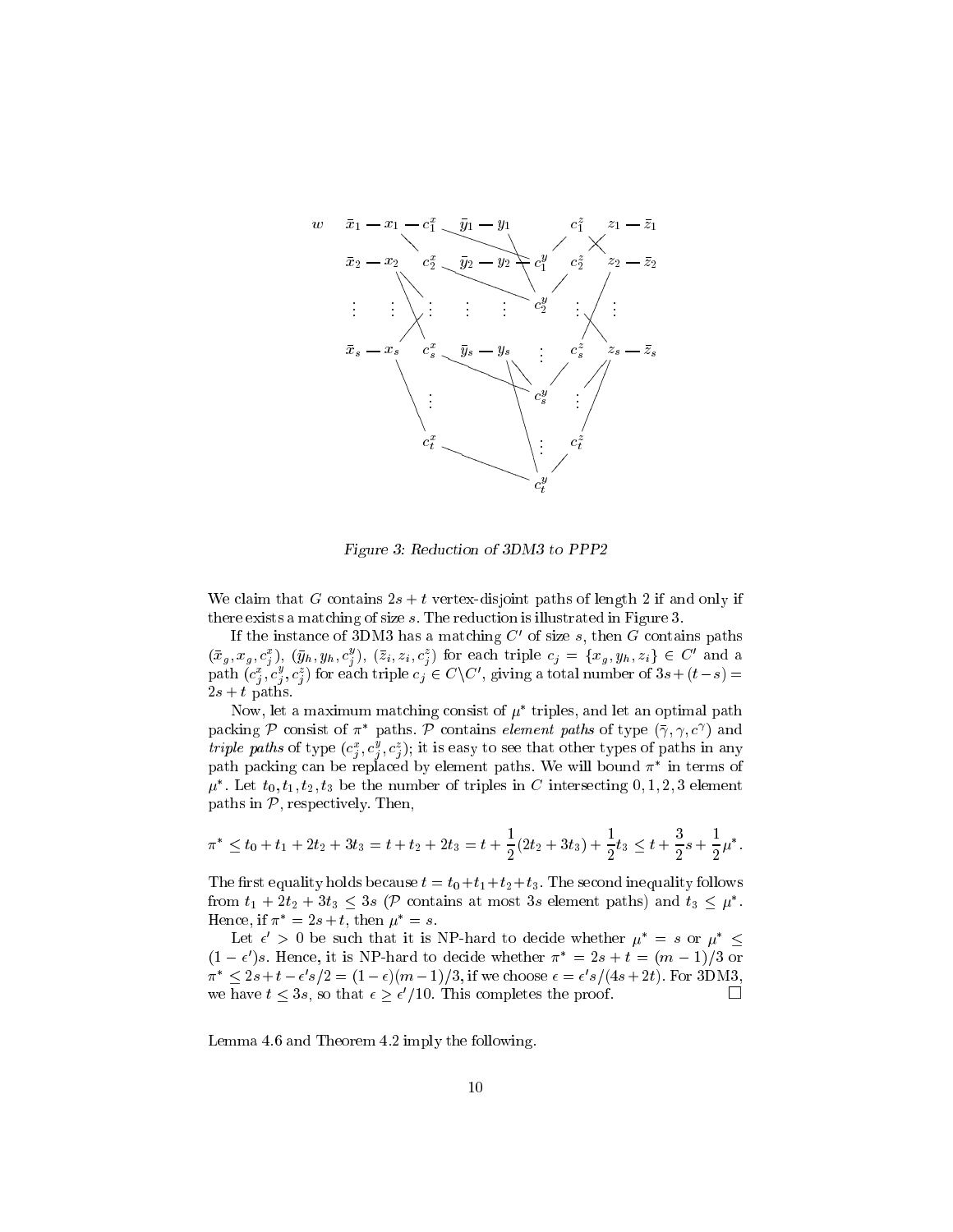Figure 3: Reduction of 3DM3 to PPP2

We claim that $G$ contains $2s + t$ vertex-disjoint paths of length 2 if and only if there exists a matching of size $s$. The reduction is illustrated in Figure 3.

If the instance of 3DM3 has a matching $C'$ of size $s$, then $G$ contains paths $(\bar{x}_g, x_g, c_j^x)$, $(\bar{y}_h, y_h, c_j^y)$, $(\bar{z}_i, z_i, c_j^z)$ for each triple $c_j = \{x_g, y_h, z_i\} \in C'$ and a path $(c_j^x, c_j^y, c_j^z)$ for each triple $c_j \in C \backslash C'$, giving a total number of $3s + (t-s) = 2s + t$ paths.

Now, let a maximum matching consist of $\mu^*$ triples, and let an optimal path packing $\mathcal{P}$ consist of $\pi^*$ paths. $\mathcal{P}$ contains *element paths* of type $(\bar{\gamma}, \gamma, c^\gamma)$ and *triple paths* of type $(c_j^x, c_j^y, c_j^z)$; it is easy to see that other types of paths in any path packing can be replaced by element paths. We will bound $\pi^*$ in terms of $\mu^*$. Let $t_0, t_1, t_2, t_3$ be the number of triples in $C$ intersecting $0, 1, 2, 3$ element paths in $\mathcal{P}$, respectively. Then,

$$\pi^* \leq t_0 + t_1 + 2t_2 + 3t_3 = t + t_2 + 2t_3 = t + \frac{1}{2}(2t_2 + 3t_3) + \frac{1}{2}t_3 \leq t + \frac{3}{2}s + \frac{1}{2}\mu^*.$$

The first equality holds because $t = t_0 + t_1 + t_2 + t_3$. The second inequality follows from $t_1 + 2t_2 + 3t_3 \leq 3s$ ($\mathcal{P}$ contains at most $3s$ element paths) and $t_3 \leq \mu^*$. Hence, if $\pi^* = 2s + t$, then $\mu^* = s$.

Let $\epsilon' > 0$ be such that it is NP-hard to decide whether $\mu^* = s$ or $\mu^* \leq (1 - \epsilon')s$. Hence, it is NP-hard to decide whether $\pi^* = 2s + t = (m-1)/3$ or $\pi^* \leq 2s + t - \epsilon' s/2 = (1 - \epsilon)(m-1)/3$, if we choose $\epsilon = \epsilon' s/(4s + 2t)$. For 3DM3, we have $t \leq 3s$, so that $\epsilon \geq \epsilon'/10$. This completes the proof. □

Lemma 4.6 and Theorem 4.2 imply the following.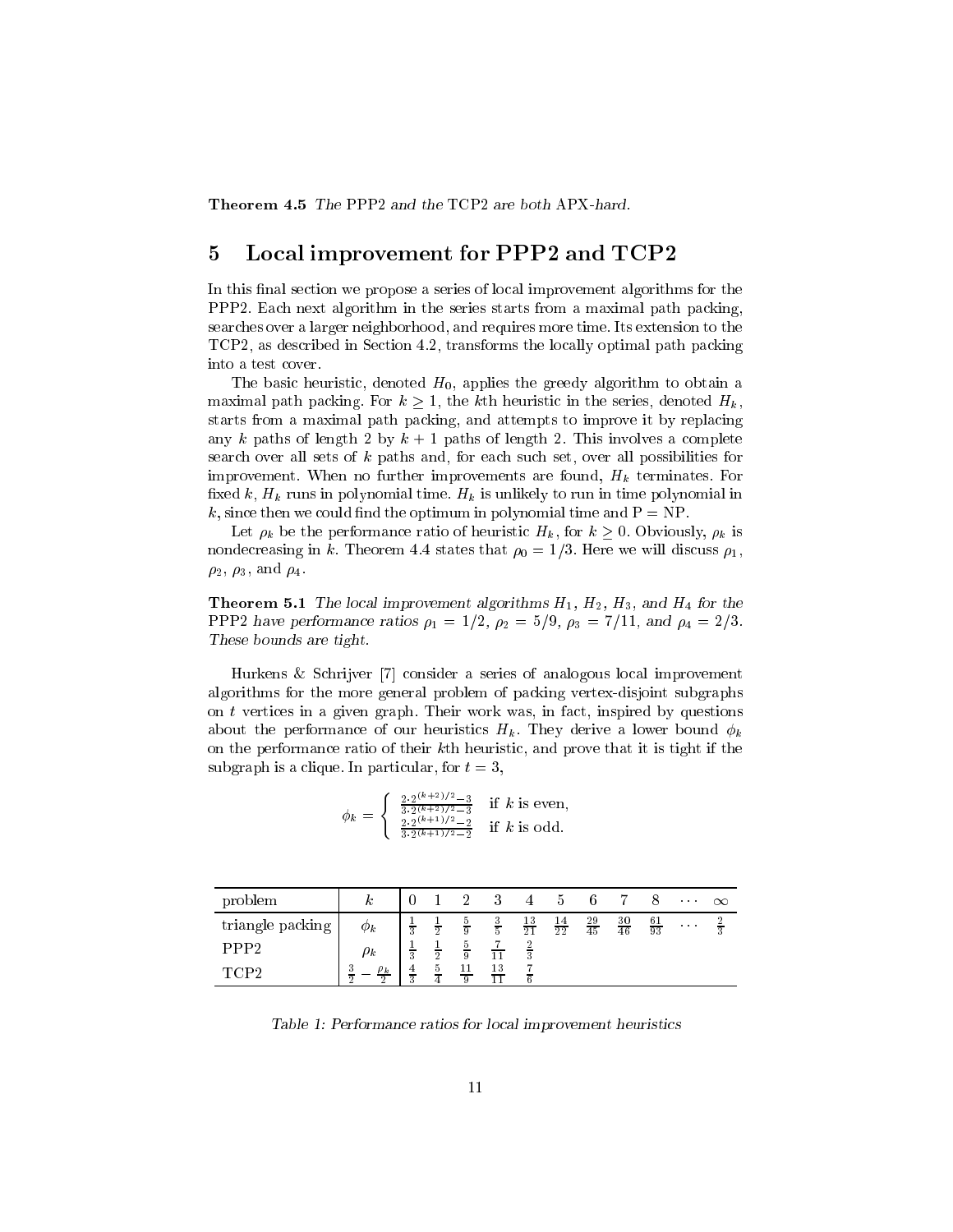**Theorem 4.5** *The* PPP2 *and the* TCP2 *are both* APX*-hard.*

# 5 Local improvement for PPP2 and TCP2

In this final section we propose a series of local improvement algorithms for the PPP2. Each next algorithm in the series starts from a maximal path packing, searches over a larger neighborhood, and requires more time. Its extension to the TCP2, as described in Section 4.2, transforms the locally optimal path packing into a test cover.

The basic heuristic, denoted $H_0$, applies the greedy algorithm to obtain a maximal path packing. For $k \geq 1$, the $k$th heuristic in the series, denoted $H_k$, starts from a maximal path packing, and attempts to improve it by replacing any $k$ paths of length 2 by $k+1$ paths of length 2. This involves a complete search over all sets of $k$ paths and, for each such set, over all possibilities for improvement. When no further improvements are found, $H_k$ terminates. For fixed $k$, $H_k$ runs in polynomial time. $H_k$ is unlikely to run in time polynomial in $k$, since then we could find the optimum in polynomial time and P = NP.

Let $\rho_k$ be the performance ratio of heuristic $H_k$, for $k \geq 0$. Obviously, $\rho_k$ is nondecreasing in $k$. Theorem 4.4 states that $\rho_0 = 1/3$. Here we will discuss $\rho_1$, $\rho_2$, $\rho_3$, and $\rho_4$.

**Theorem 5.1** *The local improvement algorithms $H_1$, $H_2$, $H_3$, and $H_4$ for the* PPP2 *have performance ratios $\rho_1 = 1/2$, $\rho_2 = 5/9$, $\rho_3 = 7/11$, and $\rho_4 = 2/3$. These bounds are tight.*

Hurkens & Schrijver [7] consider a series of analogous local improvement algorithms for the more general problem of packing vertex-disjoint subgraphs on $t$ vertices in a given graph. Their work was, in fact, inspired by questions about the performance of our heuristics $H_k$. They derive a lower bound $\phi_k$ on the performance ratio of their $k$th heuristic, and prove that it is tight if the subgraph is a clique. In particular, for $t = 3$,

$$\phi_k = \begin{cases} \frac{2 \cdot 2^{(k+2)/2} - 3}{3 \cdot 2^{(k+2)/2} - 3} & \text{if } k \text{ is even,} \\ \frac{2 \cdot 2^{(k+1)/2} - 2}{3 \cdot 2^{(k+1)/2} - 2} & \text{if } k \text{ is odd.} \end{cases}$$

| problem | $k$ | 0 | 1 | 2 | 3 | 4 | 5 | 6 | 7 | 8 | $\cdots$ | $\infty$ |
|---|---|---|---|---|---|---|---|---|---|---|---|---|
| triangle packing | $\phi_k$ | $\frac{1}{3}$ | $\frac{1}{2}$ | $\frac{5}{9}$ | $\frac{3}{5}$ | $\frac{13}{21}$ | $\frac{14}{22}$ | $\frac{29}{45}$ | $\frac{30}{46}$ | $\frac{61}{93}$ | $\cdots$ | $\frac{2}{3}$ |
| PPP2 | $\rho_k$ | $\frac{1}{3}$ | $\frac{1}{2}$ | $\frac{5}{9}$ | $\frac{7}{11}$ | $\frac{2}{3}$ | | | | | | |
| TCP2 | $\frac{3}{2} - \frac{\rho_k}{2}$ | $\frac{4}{3}$ | $\frac{5}{4}$ | $\frac{11}{9}$ | $\frac{13}{11}$ | $\frac{7}{6}$ | | | | | | |

*Table 1: Performance ratios for local improvement heuristics*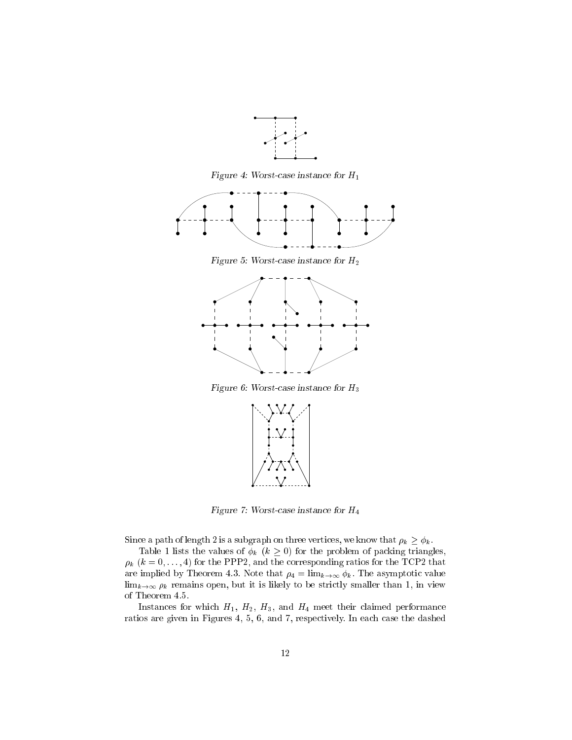*Figure 4: Worst-case instance for $H_1$*

*Figure 5: Worst-case instance for $H_2$*

*Figure 6: Worst-case instance for $H_3$*

*Figure 7: Worst-case instance for $H_4$*

Since a path of length 2 is a subgraph on three vertices, we know that $\rho_k \geq \phi_k$.

Table 1 lists the values of $\phi_k$ $(k \geq 0)$ for the problem of packing triangles, $\rho_k$ $(k = 0, \ldots, 4)$ for the PPP2, and the corresponding ratios for the TCP2 that are implied by Theorem 4.3. Note that $\rho_4 = \lim_{k\to\infty} \phi_k$. The asymptotic value $\lim_{k\to\infty} \rho_k$ remains open, but it is likely to be strictly smaller than 1, in view of Theorem 4.5.

Instances for which $H_1$, $H_2$, $H_3$, and $H_4$ meet their claimed performance ratios are given in Figures 4, 5, 6, and 7, respectively. In each case the dashed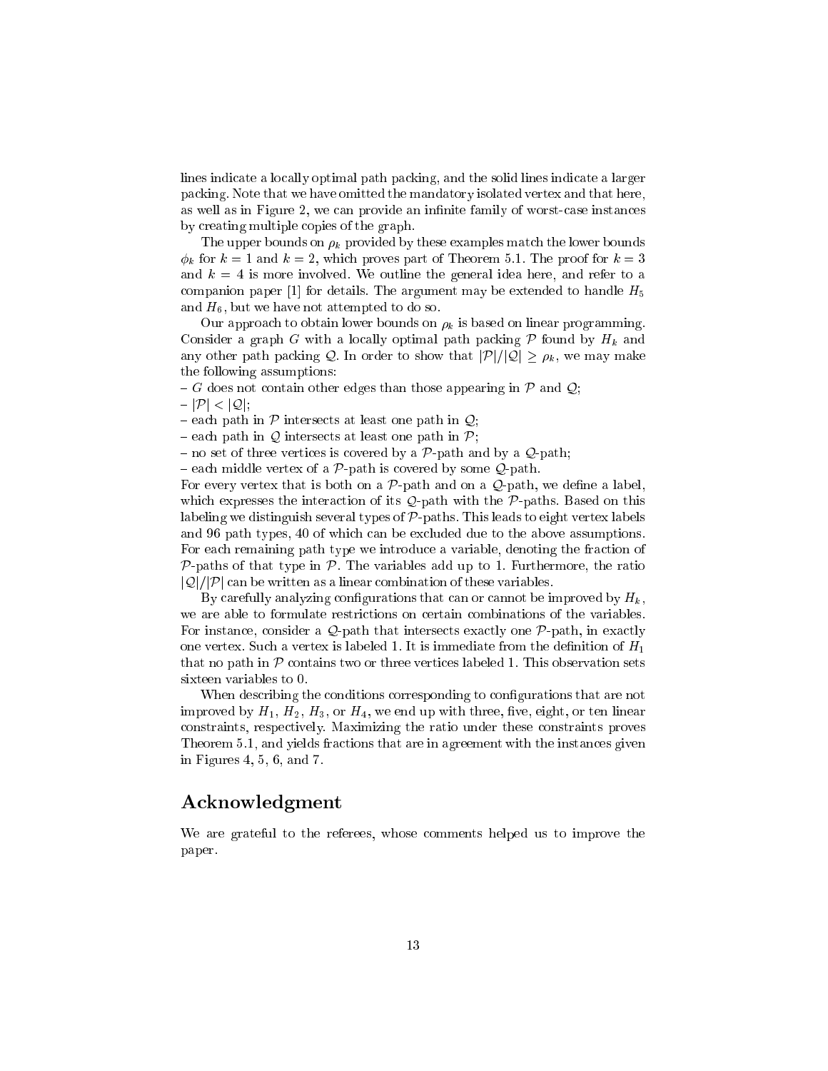lines indicate a locally optimal path packing, and the solid lines indicate a larger packing. Note that we have omitted the mandatory isolated vertex and that here, as well as in Figure 2, we can provide an infinite family of worst-case instances by creating multiple copies of the graph.

The upper bounds on $\rho_k$ provided by these examples match the lower bounds $\phi_k$ for $k = 1$ and $k = 2$, which proves part of Theorem 5.1. The proof for $k = 3$ and $k = 4$ is more involved. We outline the general idea here, and refer to a companion paper [1] for details. The argument may be extended to handle $H_5$ and $H_6$, but we have not attempted to do so.

Our approach to obtain lower bounds on $\rho_k$ is based on linear programming. Consider a graph $G$ with a locally optimal path packing $\mathcal{P}$ found by $H_k$ and any other path packing $\mathcal{Q}$. In order to show that $|\mathcal{P}|/|\mathcal{Q}| \geq \rho_k$, we may make the following assumptions:

- $G$ does not contain other edges than those appearing in $\mathcal{P}$ and $\mathcal{Q}$;
- $|\mathcal{P}| < |\mathcal{Q}|$;
- each path in $\mathcal{P}$ intersects at least one path in $\mathcal{Q}$;
- each path in $\mathcal{Q}$ intersects at least one path in $\mathcal{P}$;
- no set of three vertices is covered by a $\mathcal{P}$-path and by a $\mathcal{Q}$-path;
- each middle vertex of a $\mathcal{P}$-path is covered by some $\mathcal{Q}$-path.

For every vertex that is both on a $\mathcal{P}$-path and on a $\mathcal{Q}$-path, we define a label, which expresses the interaction of its $\mathcal{Q}$-path with the $\mathcal{P}$-paths. Based on this labeling we distinguish several types of $\mathcal{P}$-paths. This leads to eight vertex labels and 96 path types, 40 of which can be excluded due to the above assumptions. For each remaining path type we introduce a variable, denoting the fraction of $\mathcal{P}$-paths of that type in $\mathcal{P}$. The variables add up to 1. Furthermore, the ratio $|\mathcal{Q}|/|\mathcal{P}|$ can be written as a linear combination of these variables.

By carefully analyzing configurations that can or cannot be improved by $H_k$, we are able to formulate restrictions on certain combinations of the variables. For instance, consider a $\mathcal{Q}$-path that intersects exactly one $\mathcal{P}$-path, in exactly one vertex. Such a vertex is labeled 1. It is immediate from the definition of $H_1$ that no path in $\mathcal{P}$ contains two or three vertices labeled 1. This observation sets sixteen variables to 0.

When describing the conditions corresponding to configurations that are not improved by $H_1$, $H_2$, $H_3$, or $H_4$, we end up with three, five, eight, or ten linear constraints, respectively. Maximizing the ratio under these constraints proves Theorem 5.1, and yields fractions that are in agreement with the instances given in Figures 4, 5, 6, and 7.

## Acknowledgment

We are grateful to the referees, whose comments helped us to improve the paper.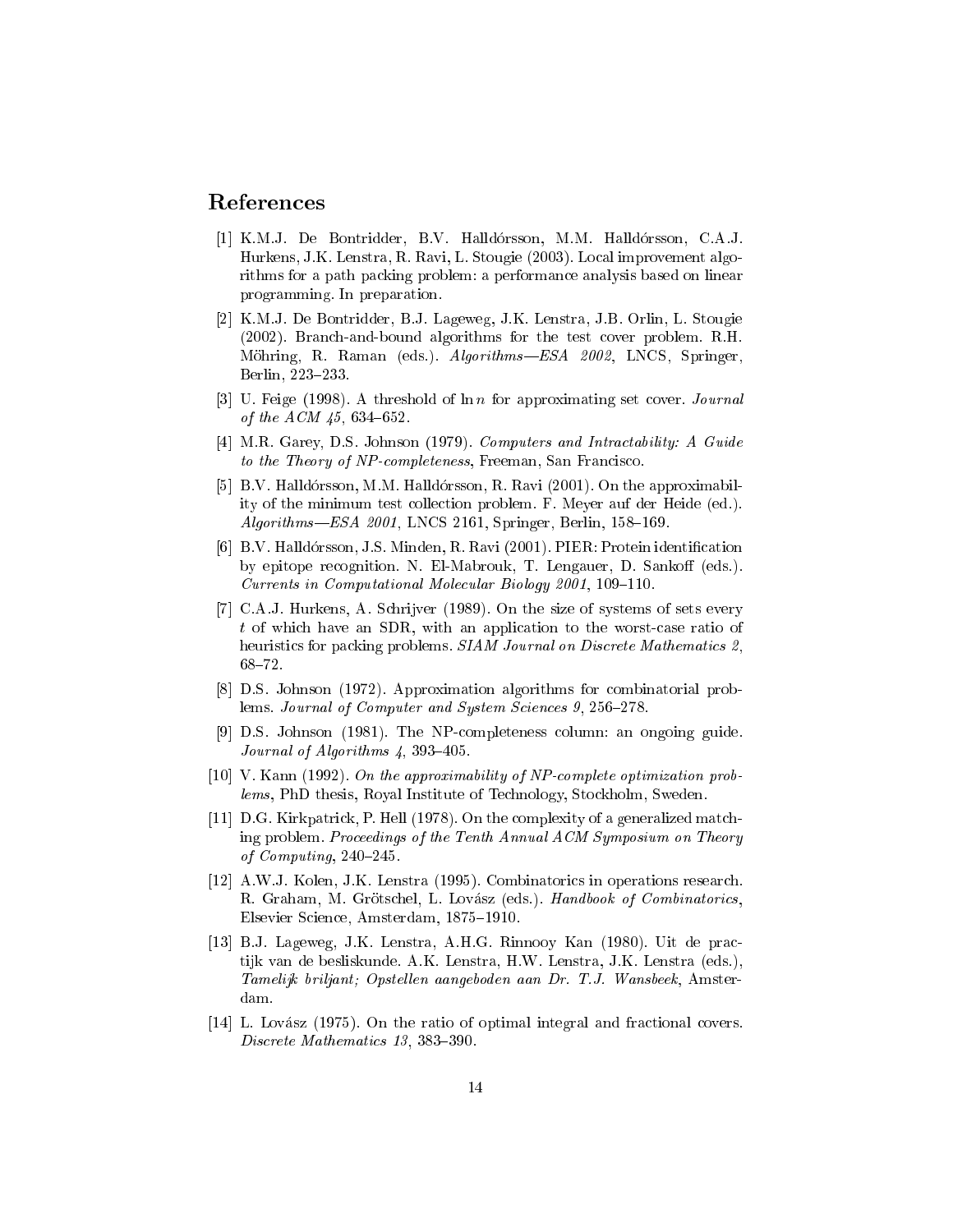## References

[1] K.M.J. De Bontridder, B.V. Halldórsson, M.M. Halldórsson, C.A.J. Hurkens, J.K. Lenstra, R. Ravi, L. Stougie (2003). Local improvement algorithms for a path packing problem: a performance analysis based on linear programming. In preparation.

[2] K.M.J. De Bontridder, B.J. Lageweg, J.K. Lenstra, J.B. Orlin, L. Stougie (2002). Branch-and-bound algorithms for the test cover problem. R.H. Möhring, R. Raman (eds.). *Algorithms—ESA 2002*, LNCS, Springer, Berlin, 223–233.

[3] U. Feige (1998). A threshold of $\ln n$ for approximating set cover. *Journal of the ACM 45*, 634–652.

[4] M.R. Garey, D.S. Johnson (1979). *Computers and Intractability: A Guide to the Theory of NP-completeness*, Freeman, San Francisco.

[5] B.V. Halldórsson, M.M. Halldórsson, R. Ravi (2001). On the approximability of the minimum test collection problem. F. Meyer auf der Heide (ed.). *Algorithms—ESA 2001*, LNCS 2161, Springer, Berlin, 158–169.

[6] B.V. Halldórsson, J.S. Minden, R. Ravi (2001). PIER: Protein identification by epitope recognition. N. El-Mabrouk, T. Lengauer, D. Sankoff (eds.). *Currents in Computational Molecular Biology 2001*, 109–110.

[7] C.A.J. Hurkens, A. Schrijver (1989). On the size of systems of sets every $t$ of which have an SDR, with an application to the worst-case ratio of heuristics for packing problems. *SIAM Journal on Discrete Mathematics 2*, 68–72.

[8] D.S. Johnson (1972). Approximation algorithms for combinatorial problems. *Journal of Computer and System Sciences 9*, 256–278.

[9] D.S. Johnson (1981). The NP-completeness column: an ongoing guide. *Journal of Algorithms 4*, 393–405.

[10] V. Kann (1992). *On the approximability of NP-complete optimization problems*, PhD thesis, Royal Institute of Technology, Stockholm, Sweden.

[11] D.G. Kirkpatrick, P. Hell (1978). On the complexity of a generalized matching problem. *Proceedings of the Tenth Annual ACM Symposium on Theory of Computing*, 240–245.

[12] A.W.J. Kolen, J.K. Lenstra (1995). Combinatorics in operations research. R. Graham, M. Grötschel, L. Lovász (eds.). *Handbook of Combinatorics*, Elsevier Science, Amsterdam, 1875–1910.

[13] B.J. Lageweg, J.K. Lenstra, A.H.G. Rinnooy Kan (1980). Uit de practijk van de besliskunde. A.K. Lenstra, H.W. Lenstra, J.K. Lenstra (eds.), *Tamelijk briljant; Opstellen aangeboden aan Dr. T.J. Wansbeek*, Amsterdam.

[14] L. Lovász (1975). On the ratio of optimal integral and fractional covers. *Discrete Mathematics 13*, 383–390.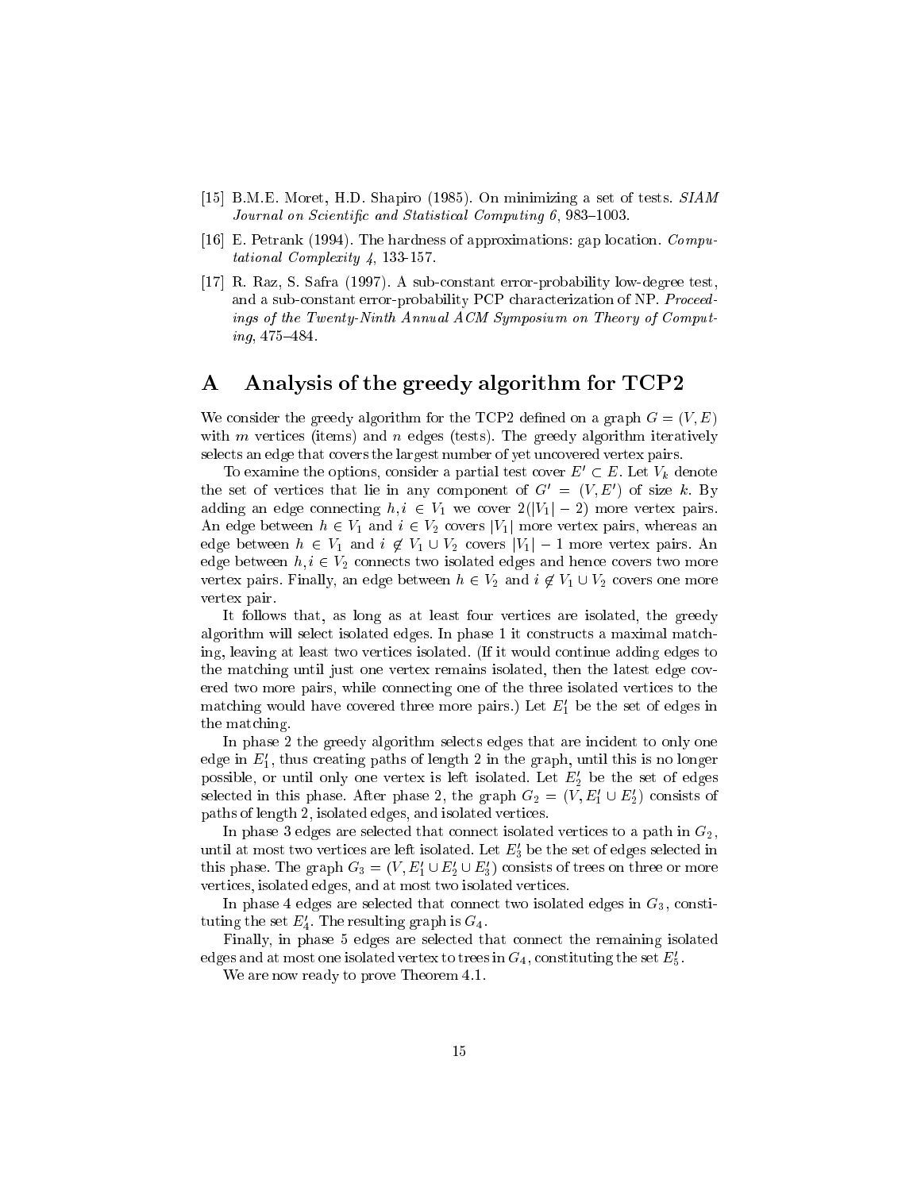[15] B.M.E. Moret, H.D. Shapiro (1985). On minimizing a set of tests. *SIAM Journal on Scientific and Statistical Computing 6*, 983–1003.

[16] E. Petrank (1994). The hardness of approximations: gap location. *Computational Complexity 4*, 133-157.

[17] R. Raz, S. Safra (1997). A sub-constant error-probability low-degree test, and a sub-constant error-probability PCP characterization of NP. *Proceedings of the Twenty-Ninth Annual ACM Symposium on Theory of Computing*, 475–484.

# A Analysis of the greedy algorithm for TCP2

We consider the greedy algorithm for the TCP2 defined on a graph $G = (V, E)$ with $m$ vertices (items) and $n$ edges (tests). The greedy algorithm iteratively selects an edge that covers the largest number of yet uncovered vertex pairs.

To examine the options, consider a partial test cover $E' \subset E$. Let $V_k$ denote the set of vertices that lie in any component of $G' = (V, E')$ of size $k$. By adding an edge connecting $h, i \in V_1$ we cover $2(|V_1| - 2)$ more vertex pairs. An edge between $h \in V_1$ and $i \in V_2$ covers $|V_1|$ more vertex pairs, whereas an edge between $h \in V_1$ and $i \notin V_1 \cup V_2$ covers $|V_1| - 1$ more vertex pairs. An edge between $h, i \in V_2$ connects two isolated edges and hence covers two more vertex pairs. Finally, an edge between $h \in V_2$ and $i \notin V_1 \cup V_2$ covers one more vertex pair.

It follows that, as long as at least four vertices are isolated, the greedy algorithm will select isolated edges. In phase 1 it constructs a maximal matching, leaving at least two vertices isolated. (If it would continue adding edges to the matching until just one vertex remains isolated, then the latest edge covered two more pairs, while connecting one of the three isolated vertices to the matching would have covered three more pairs.) Let $E'_1$ be the set of edges in the matching.

In phase 2 the greedy algorithm selects edges that are incident to only one edge in $E'_1$, thus creating paths of length 2 in the graph, until this is no longer possible, or until only one vertex is left isolated. Let $E'_2$ be the set of edges selected in this phase. After phase 2, the graph $G_2 = (V, E'_1 \cup E'_2)$ consists of paths of length 2, isolated edges, and isolated vertices.

In phase 3 edges are selected that connect isolated vertices to a path in $G_2$, until at most two vertices are left isolated. Let $E'_3$ be the set of edges selected in this phase. The graph $G_3 = (V, E'_1 \cup E'_2 \cup E'_3)$ consists of trees on three or more vertices, isolated edges, and at most two isolated vertices.

In phase 4 edges are selected that connect two isolated edges in $G_3$, constituting the set $E'_4$. The resulting graph is $G_4$.

Finally, in phase 5 edges are selected that connect the remaining isolated edges and at most one isolated vertex to trees in $G_4$, constituting the set $E'_5$.

We are now ready to prove Theorem 4.1.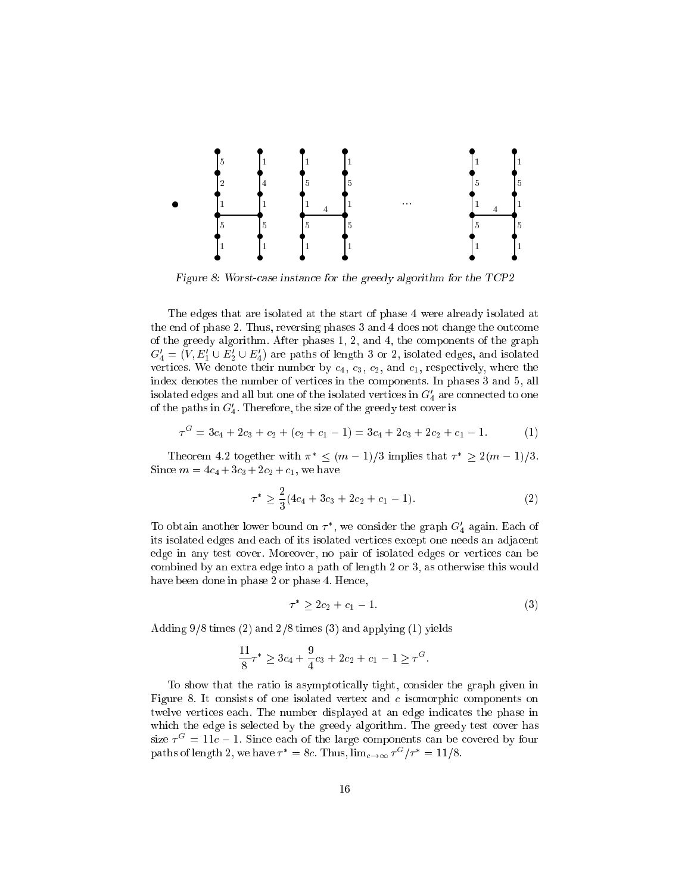Figure 8: Worst-case instance for the greedy algorithm for the TCP2

The edges that are isolated at the start of phase 4 were already isolated at the end of phase 2. Thus, reversing phases 3 and 4 does not change the outcome of the greedy algorithm. After phases 1, 2, and 4, the components of the graph $G_4' = (V, E_1' \cup E_2' \cup E_4')$ are paths of length 3 or 2, isolated edges, and isolated vertices. We denote their number by $c_4$, $c_3$, $c_2$, and $c_1$, respectively, where the index denotes the number of vertices in the components. In phases 3 and 5, all isolated edges and all but one of the isolated vertices in $G_4'$ are connected to one of the paths in $G_4'$. Therefore, the size of the greedy test cover is

$$\tau^G = 3c_4 + 2c_3 + c_2 + (c_2 + c_1 - 1) = 3c_4 + 2c_3 + 2c_2 + c_1 - 1. \tag{1}$$

Theorem 4.2 together with $\pi^* \leq (m-1)/3$ implies that $\tau^* \geq 2(m-1)/3$. Since $m = 4c_4 + 3c_3 + 2c_2 + c_1$, we have

$$\tau^* \geq \frac{2}{3}(4c_4 + 3c_3 + 2c_2 + c_1 - 1). \tag{2}$$

To obtain another lower bound on $\tau^*$, we consider the graph $G_4'$ again. Each of its isolated edges and each of its isolated vertices except one needs an adjacent edge in any test cover. Moreover, no pair of isolated edges or vertices can be combined by an extra edge into a path of length 2 or 3, as otherwise this would have been done in phase 2 or phase 4. Hence,

$$\tau^* \geq 2c_2 + c_1 - 1. \tag{3}$$

Adding 9/8 times (2) and 2/8 times (3) and applying (1) yields

$$\frac{11}{8}\tau^* \geq 3c_4 + \frac{9}{4}c_3 + 2c_2 + c_1 - 1 \geq \tau^G.$$

To show that the ratio is asymptotically tight, consider the graph given in Figure 8. It consists of one isolated vertex and $c$ isomorphic components on twelve vertices each. The number displayed at an edge indicates the phase in which the edge is selected by the greedy algorithm. The greedy test cover has size $\tau^G = 11c - 1$. Since each of the large components can be covered by four paths of length 2, we have $\tau^* = 8c$. Thus, $\lim_{c \to \infty} \tau^G / \tau^* = 11/8$.